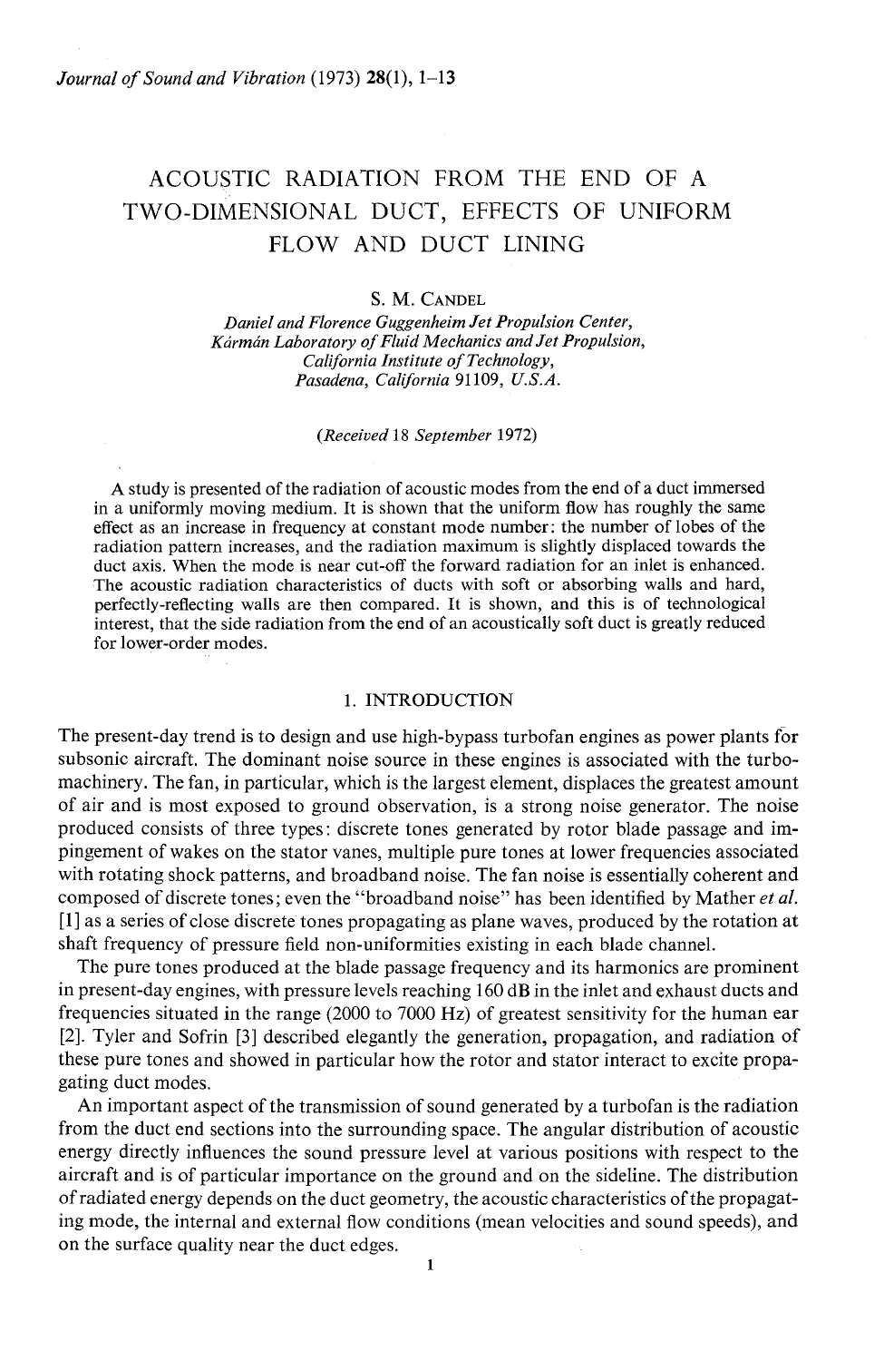# ACOUSTIC RADIATION FROM THE END OF A TWO-DIMENSIONAL DUCT, EFFECTS OF UNIFORM FLOW AND DUCT LINING

S. M. Candel

*Daniel and Florence Guggenheim Jet Propulsion Center,*
*Kármán Laboratory of Fluid Mechanics and Jet Propulsion,*
*California Institute of Technology,*
*Pasadena, California 91109, U.S.A.*

*(Received 18 September 1972)*

A study is presented of the radiation of acoustic modes from the end of a duct immersed in a uniformly moving medium. It is shown that the uniform flow has roughly the same effect as an increase in frequency at constant mode number: the number of lobes of the radiation pattern increases, and the radiation maximum is slightly displaced towards the duct axis. When the mode is near cut-off the forward radiation for an inlet is enhanced. The acoustic radiation characteristics of ducts with soft or absorbing walls and hard, perfectly-reflecting walls are then compared. It is shown, and this is of technological interest, that the side radiation from the end of an acoustically soft duct is greatly reduced for lower-order modes.

## 1. INTRODUCTION

The present-day trend is to design and use high-bypass turbofan engines as power plants for subsonic aircraft. The dominant noise source in these engines is associated with the turbomachinery. The fan, in particular, which is the largest element, displaces the greatest amount of air and is most exposed to ground observation, is a strong noise generator. The noise produced consists of three types: discrete tones generated by rotor blade passage and impingement of wakes on the stator vanes, multiple pure tones at lower frequencies associated with rotating shock patterns, and broadband noise. The fan noise is essentially coherent and composed of discrete tones; even the "broadband noise" has been identified by Mather *et al.* [1] as a series of close discrete tones propagating as plane waves, produced by the rotation at shaft frequency of pressure field non-uniformities existing in each blade channel.

The pure tones produced at the blade passage frequency and its harmonics are prominent in present-day engines, with pressure levels reaching 160 dB in the inlet and exhaust ducts and frequencies situated in the range (2000 to 7000 Hz) of greatest sensitivity for the human ear [2]. Tyler and Sofrin [3] described elegantly the generation, propagation, and radiation of these pure tones and showed in particular how the rotor and stator interact to excite propagating duct modes.

An important aspect of the transmission of sound generated by a turbofan is the radiation from the duct end sections into the surrounding space. The angular distribution of acoustic energy directly influences the sound pressure level at various positions with respect to the aircraft and is of particular importance on the ground and on the sideline. The distribution of radiated energy depends on the duct geometry, the acoustic characteristics of the propagating mode, the internal and external flow conditions (mean velocities and sound speeds), and on the surface quality near the duct edges.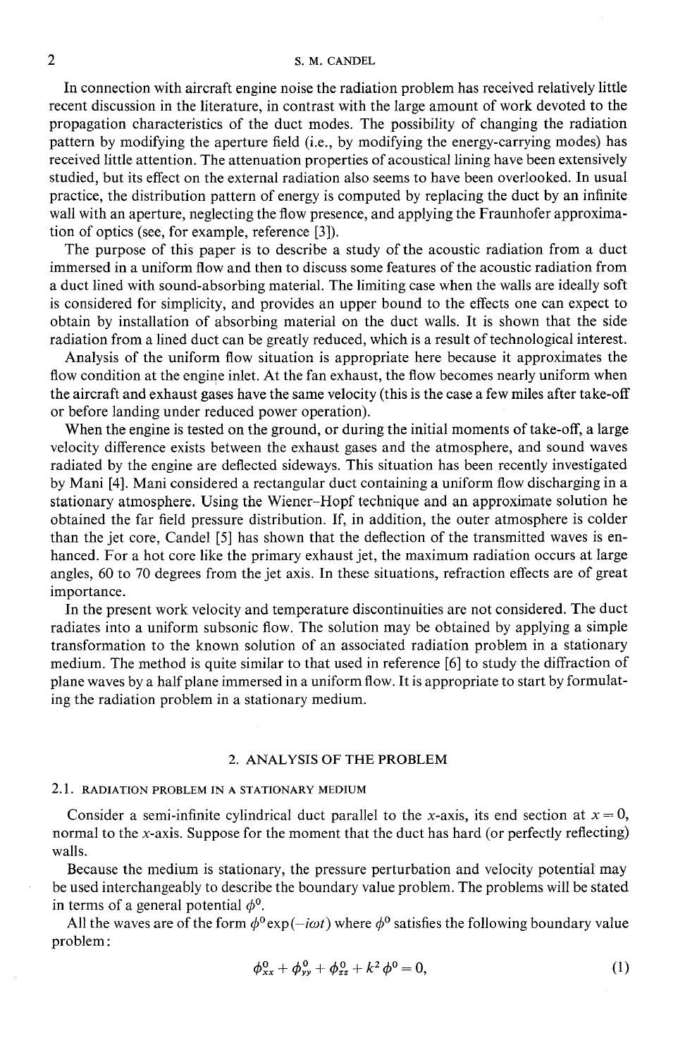In connection with aircraft engine noise the radiation problem has received relatively little recent discussion in the literature, in contrast with the large amount of work devoted to the propagation characteristics of the duct modes. The possibility of changing the radiation pattern by modifying the aperture field (i.e., by modifying the energy-carrying modes) has received little attention. The attenuation properties of acoustical lining have been extensively studied, but its effect on the external radiation also seems to have been overlooked. In usual practice, the distribution pattern of energy is computed by replacing the duct by an infinite wall with an aperture, neglecting the flow presence, and applying the Fraunhofer approximation of optics (see, for example, reference [3]).

The purpose of this paper is to describe a study of the acoustic radiation from a duct immersed in a uniform flow and then to discuss some features of the acoustic radiation from a duct lined with sound-absorbing material. The limiting case when the walls are ideally soft is considered for simplicity, and provides an upper bound to the effects one can expect to obtain by installation of absorbing material on the duct walls. It is shown that the side radiation from a lined duct can be greatly reduced, which is a result of technological interest.

Analysis of the uniform flow situation is appropriate here because it approximates the flow condition at the engine inlet. At the fan exhaust, the flow becomes nearly uniform when the aircraft and exhaust gases have the same velocity (this is the case a few miles after take-off or before landing under reduced power operation).

When the engine is tested on the ground, or during the initial moments of take-off, a large velocity difference exists between the exhaust gases and the atmosphere, and sound waves radiated by the engine are deflected sideways. This situation has been recently investigated by Mani [4]. Mani considered a rectangular duct containing a uniform flow discharging in a stationary atmosphere. Using the Wiener–Hopf technique and an approximate solution he obtained the far field pressure distribution. If, in addition, the outer atmosphere is colder than the jet core, Candel [5] has shown that the deflection of the transmitted waves is enhanced. For a hot core like the primary exhaust jet, the maximum radiation occurs at large angles, 60 to 70 degrees from the jet axis. In these situations, refraction effects are of great importance.

In the present work velocity and temperature discontinuities are not considered. The duct radiates into a uniform subsonic flow. The solution may be obtained by applying a simple transformation to the known solution of an associated radiation problem in a stationary medium. The method is quite similar to that used in reference [6] to study the diffraction of plane waves by a half plane immersed in a uniform flow. It is appropriate to start by formulating the radiation problem in a stationary medium.

## 2. ANALYSIS OF THE PROBLEM

### 2.1. RADIATION PROBLEM IN A STATIONARY MEDIUM

Consider a semi-infinite cylindrical duct parallel to the $x$-axis, its end section at $x = 0$, normal to the $x$-axis. Suppose for the moment that the duct has hard (or perfectly reflecting) walls.

Because the medium is stationary, the pressure perturbation and velocity potential may be used interchangeably to describe the boundary value problem. The problems will be stated in terms of a general potential $\phi^0$.

All the waves are of the form $\phi^0 \exp(-i\omega t)$ where $\phi^0$ satisfies the following boundary value problem:

$$\phi^0_{xx} + \phi^0_{yy} + \phi^0_{zz} + k^2 \phi^0 = 0, \tag{1}$$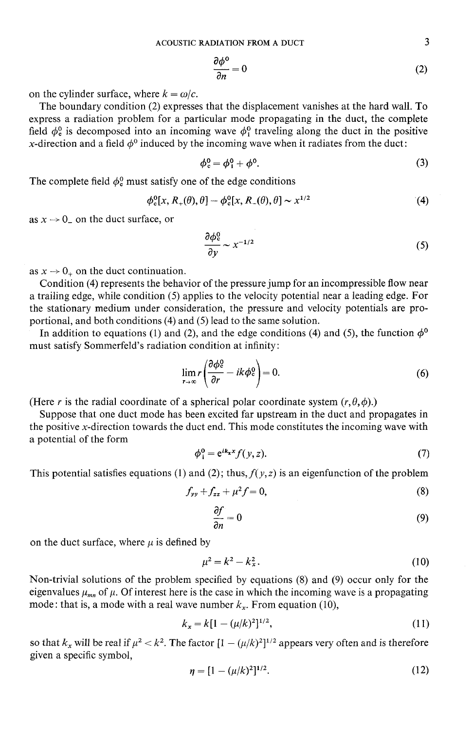$$\frac{\partial \phi^{\mathrm{o}}}{\partial n} = 0 \tag{2}$$

on the cylinder surface, where $k = \omega/c$.

The boundary condition (2) expresses that the displacement vanishes at the hard wall. To express a radiation problem for a particular mode propagating in the duct, the complete field $\phi_{\mathrm{c}}^{\mathrm{o}}$ is decomposed into an incoming wave $\phi_{\mathrm{i}}^{\mathrm{o}}$ traveling along the duct in the positive $x$-direction and a field $\phi^{\mathrm{o}}$ induced by the incoming wave when it radiates from the duct:

$$\phi_{\mathrm{c}}^{\mathrm{o}} = \phi_{\mathrm{i}}^{\mathrm{o}} + \phi^{\mathrm{o}}. \tag{3}$$

The complete field $\phi_{\mathrm{c}}^{\mathrm{o}}$ must satisfy one of the edge conditions

$$\phi_{\mathrm{c}}^{\mathrm{o}}[x, R_{+}(\theta), \theta] - \phi_{\mathrm{c}}^{\mathrm{o}}[x, R_{-}(\theta), \theta] \sim x^{1/2} \tag{4}$$

as $x \to 0_{-}$ on the duct surface, or

$$\frac{\partial \phi_{\mathrm{c}}^{\mathrm{o}}}{\partial y} \sim x^{-1/2} \tag{5}$$

as $x \to 0_{+}$ on the duct continuation.

Condition (4) represents the behavior of the pressure jump for an incompressible flow near a trailing edge, while condition (5) applies to the velocity potential near a leading edge. For the stationary medium under consideration, the pressure and velocity potentials are proportional, and both conditions (4) and (5) lead to the same solution.

In addition to equations (1) and (2), and the edge conditions (4) and (5), the function $\phi^{\mathrm{o}}$ must satisfy Sommerfeld's radiation condition at infinity:

$$\lim_{r \to \infty} r\left(\frac{\partial \phi_{\mathrm{c}}^{\mathrm{o}}}{\partial r} - ik\phi_{\mathrm{c}}^{\mathrm{o}}\right) = 0. \tag{6}$$

(Here $r$ is the radial coordinate of a spherical polar coordinate system $(r, \theta, \phi)$.)

Suppose that one duct mode has been excited far upstream in the duct and propagates in the positive $x$-direction towards the duct end. This mode constitutes the incoming wave with a potential of the form

$$\phi_{\mathrm{i}}^{\mathrm{o}} = \mathrm{e}^{ik_x x} f(y, z). \tag{7}$$

This potential satisfies equations (1) and (2); thus, $f(y, z)$ is an eigenfunction of the problem

$$f_{yy} + f_{zz} + \mu^2 f = 0, \tag{8}$$

$$\frac{\partial f}{\partial n} = 0 \tag{9}$$

on the duct surface, where $\mu$ is defined by

$$\mu^2 = k^2 - k_x^2. \tag{10}$$

Non-trivial solutions of the problem specified by equations (8) and (9) occur only for the eigenvalues $\mu_{mn}$ of $\mu$. Of interest here is the case in which the incoming wave is a propagating mode: that is, a mode with a real wave number $k_x$. From equation (10),

$$k_x = k[1 - (\mu/k)^2]^{1/2}, \tag{11}$$

so that $k_x$ will be real if $\mu^2 < k^2$. The factor $[1 - (\mu/k)^2]^{1/2}$ appears very often and is therefore given a specific symbol,

$$\eta = [1 - (\mu/k)^2]^{1/2}. \tag{12}$$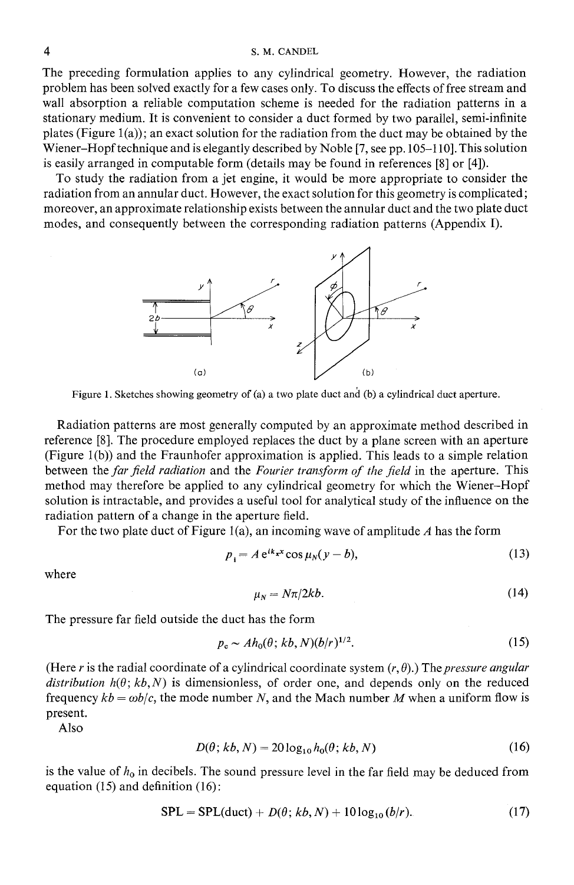The preceding formulation applies to any cylindrical geometry. However, the radiation problem has been solved exactly for a few cases only. To discuss the effects of free stream and wall absorption a reliable computation scheme is needed for the radiation patterns in a stationary medium. It is convenient to consider a duct formed by two parallel, semi-infinite plates (Figure 1(a)); an exact solution for the radiation from the duct may be obtained by the Wiener–Hopf technique and is elegantly described by Noble [7, see pp. 105–110]. This solution is easily arranged in computable form (details may be found in references [8] or [4]).

To study the radiation from a jet engine, it would be more appropriate to consider the radiation from an annular duct. However, the exact solution for this geometry is complicated; moreover, an approximate relationship exists between the annular duct and the two plate duct modes, and consequently between the corresponding radiation patterns (Appendix I).

Figure 1. Sketches showing geometry of (a) a two plate duct and (b) a cylindrical duct aperture.

Radiation patterns are most generally computed by an approximate method described in reference [8]. The procedure employed replaces the duct by a plane screen with an aperture (Figure 1(b)) and the Fraunhofer approximation is applied. This leads to a simple relation between the *far field radiation* and the *Fourier transform of the field* in the aperture. This method may therefore be applied to any cylindrical geometry for which the Wiener–Hopf solution is intractable, and provides a useful tool for analytical study of the influence on the radiation pattern of a change in the aperture field.

For the two plate duct of Figure 1(a), an incoming wave of amplitude $A$ has the form

$$p_i = A\, e^{ik_x x} \cos \mu_N (y - b), \tag{13}$$

where

$$\mu_N = N\pi/2kb. \tag{14}$$

The pressure far field outside the duct has the form

$$p_e \sim A h_0(\theta; kb, N)(b/r)^{1/2}. \tag{15}$$

(Here $r$ is the radial coordinate of a cylindrical coordinate system $(r, \theta)$.) The *pressure angular distribution* $h(\theta; kb, N)$ is dimensionless, of order one, and depends only on the reduced frequency $kb = \omega b/c$, the mode number $N$, and the Mach number $M$ when a uniform flow is present.

Also

$$D(\theta; kb, N) = 20 \log_{10} h_0(\theta; kb, N) \tag{16}$$

is the value of $h_0$ in decibels. The sound pressure level in the far field may be deduced from equation (15) and definition (16):

$$\text{SPL} = \text{SPL(duct)} + D(\theta; kb, N) + 10 \log_{10}(b/r). \tag{17}$$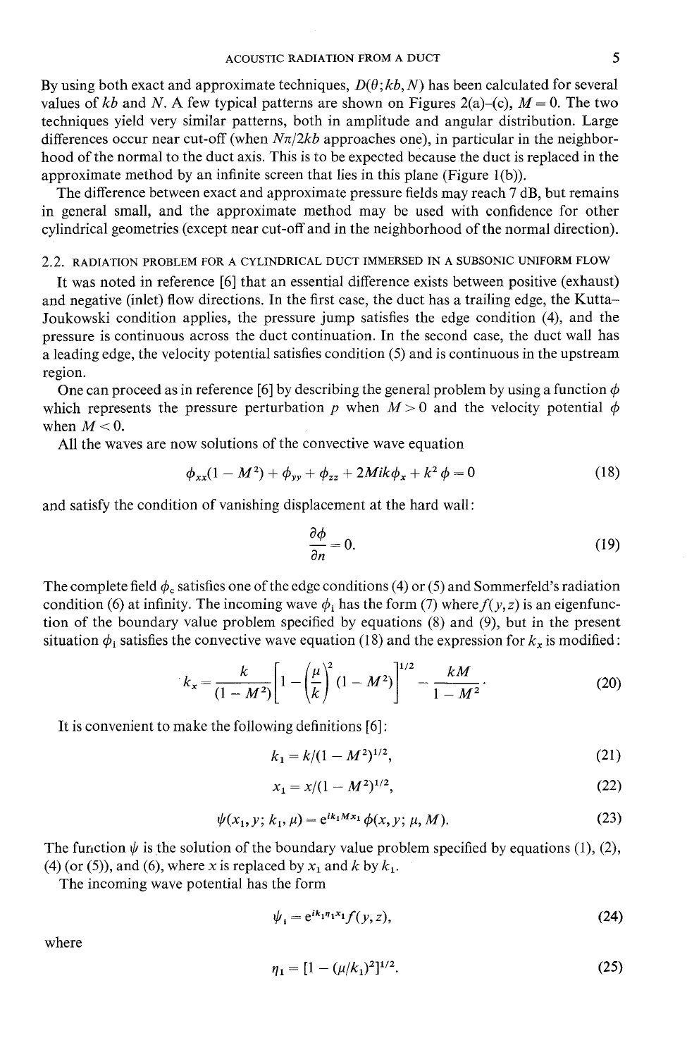By using both exact and approximate techniques, $D(\theta; kb, N)$ has been calculated for several values of $kb$ and $N$. A few typical patterns are shown on Figures 2(a)–(c), $M = 0$. The two techniques yield very similar patterns, both in amplitude and angular distribution. Large differences occur near cut-off (when $N\pi/2kb$ approaches one), in particular in the neighborhood of the normal to the duct axis. This is to be expected because the duct is replaced in the approximate method by an infinite screen that lies in this plane (Figure 1(b)).

The difference between exact and approximate pressure fields may reach 7 dB, but remains in general small, and the approximate method may be used with confidence for other cylindrical geometries (except near cut-off and in the neighborhood of the normal direction).

### 2.2. RADIATION PROBLEM FOR A CYLINDRICAL DUCT IMMERSED IN A SUBSONIC UNIFORM FLOW

It was noted in reference [6] that an essential difference exists between positive (exhaust) and negative (inlet) flow directions. In the first case, the duct has a trailing edge, the Kutta–Joukowski condition applies, the pressure jump satisfies the edge condition (4), and the pressure is continuous across the duct continuation. In the second case, the duct wall has a leading edge, the velocity potential satisfies condition (5) and is continuous in the upstream region.

One can proceed as in reference [6] by describing the general problem by using a function $\phi$ which represents the pressure perturbation $p$ when $M > 0$ and the velocity potential $\phi$ when $M < 0$.

All the waves are now solutions of the convective wave equation

$$\phi_{xx}(1 - M^2) + \phi_{yy} + \phi_{zz} + 2Mik\phi_x + k^2\phi = 0 \tag{18}$$

and satisfy the condition of vanishing displacement at the hard wall:

$$\frac{\partial \phi}{\partial n} = 0. \tag{19}$$

The complete field $\phi_c$ satisfies one of the edge conditions (4) or (5) and Sommerfeld's radiation condition (6) at infinity. The incoming wave $\phi_i$ has the form (7) where $f(y, z)$ is an eigenfunction of the boundary value problem specified by equations (8) and (9), but in the present situation $\phi_i$ satisfies the convective wave equation (18) and the expression for $k_x$ is modified:

$$k_x = \frac{k}{(1 - M^2)}\left[1 - \left(\frac{\mu}{k}\right)^2 (1 - M^2)\right]^{1/2} - \frac{kM}{1 - M^2}. \tag{20}$$

It is convenient to make the following definitions [6]:

$$k_1 = k/(1 - M^2)^{1/2}, \tag{21}$$

$$x_1 = x/(1 - M^2)^{1/2}, \tag{22}$$

$$\psi(x_1, y; k_1, \mu) = e^{ik_1 M x_1}\,\phi(x, y; \mu, M). \tag{23}$$

The function $\psi$ is the solution of the boundary value problem specified by equations (1), (2), (4) (or (5)), and (6), where $x$ is replaced by $x_1$ and $k$ by $k_1$.

The incoming wave potential has the form

$$\psi_i = e^{ik_1 \eta_1 x_1} f(y, z), \tag{24}$$

where

$$\eta_1 = [1 - (\mu/k_1)^2]^{1/2}. \tag{25}$$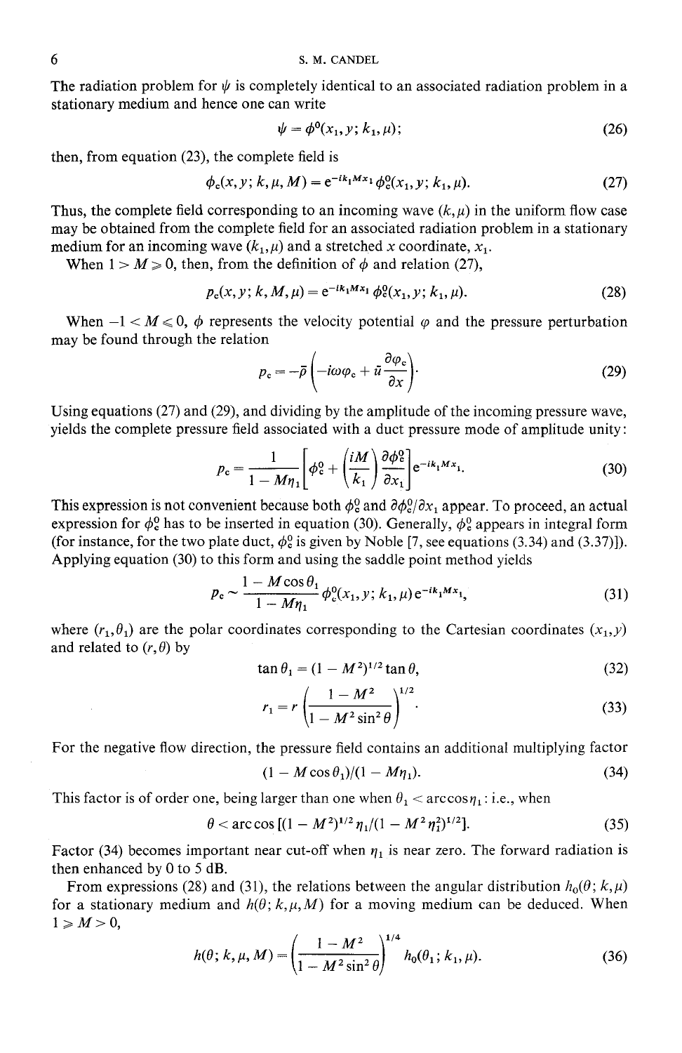The radiation problem for $\psi$ is completely identical to an associated radiation problem in a stationary medium and hence one can write

$$\psi = \phi^0(x_1, y; k_1, \mu); \tag{26}$$

then, from equation (23), the complete field is

$$\phi_c(x, y; k, \mu, M) = e^{-ik_1 M x_1} \phi_c^0(x_1, y; k_1, \mu). \tag{27}$$

Thus, the complete field corresponding to an incoming wave $(k, \mu)$ in the uniform flow case may be obtained from the complete field for an associated radiation problem in a stationary medium for an incoming wave $(k_1, \mu)$ and a stretched $x$ coordinate, $x_1$.

When $1 > M \geqslant 0$, then, from the definition of $\phi$ and relation (27),

$$p_c(x, y; k, M, \mu) = e^{-ik_1 M x_1} \phi_c^0(x_1, y; k_1, \mu). \tag{28}$$

When $-1 < M \leqslant 0$, $\phi$ represents the velocity potential $\varphi$ and the pressure perturbation may be found through the relation

$$p_c = -\bar{\rho}\left(-i\omega\varphi_c + \bar{u}\frac{\partial \varphi_c}{\partial x}\right). \tag{29}$$

Using equations (27) and (29), and dividing by the amplitude of the incoming pressure wave, yields the complete pressure field associated with a duct pressure mode of amplitude unity:

$$p_c = \frac{1}{1 - M\eta_1}\left[\phi_c^0 + \left(\frac{iM}{k_1}\right)\frac{\partial \phi_c^0}{\partial x_1}\right] e^{-ik_1 M x_1}. \tag{30}$$

This expression is not convenient because both $\phi_c^0$ and $\partial \phi_c^0 / \partial x_1$ appear. To proceed, an actual expression for $\phi_c^0$ has to be inserted in equation (30). Generally, $\phi_c^0$ appears in integral form (for instance, for the two plate duct, $\phi_c^0$ is given by Noble [7, see equations (3.34) and (3.37)]). Applying equation (30) to this form and using the saddle point method yields

$$p_c \sim \frac{1 - M\cos\theta_1}{1 - M\eta_1} \phi_c^0(x_1, y; k_1, \mu) e^{-ik_1 M x_1}, \tag{31}$$

where $(r_1, \theta_1)$ are the polar coordinates corresponding to the Cartesian coordinates $(x_1, y)$ and related to $(r, \theta)$ by

$$\tan\theta_1 = (1 - M^2)^{1/2} \tan\theta, \tag{32}$$

$$r_1 = r\left(\frac{1 - M^2}{1 - M^2 \sin^2\theta}\right)^{1/2}. \tag{33}$$

For the negative flow direction, the pressure field contains an additional multiplying factor

$$(1 - M\cos\theta_1)/(1 - M\eta_1). \tag{34}$$

This factor is of order one, being larger than one when $\theta_1 < \arccos\eta_1$: i.e., when

$$\theta < \arccos\left[(1 - M^2)^{1/2}\eta_1/(1 - M^2\eta_1^2)^{1/2}\right]. \tag{35}$$

Factor (34) becomes important near cut-off when $\eta_1$ is near zero. The forward radiation is then enhanced by 0 to 5 dB.

From expressions (28) and (31), the relations between the angular distribution $h_0(\theta; k, \mu)$ for a stationary medium and $h(\theta; k, \mu, M)$ for a moving medium can be deduced. When $1 \geqslant M > 0$,

$$h(\theta; k, \mu, M) = \left(\frac{1 - M^2}{1 - M^2\sin^2\theta}\right)^{1/4} h_0(\theta_1; k_1, \mu). \tag{36}$$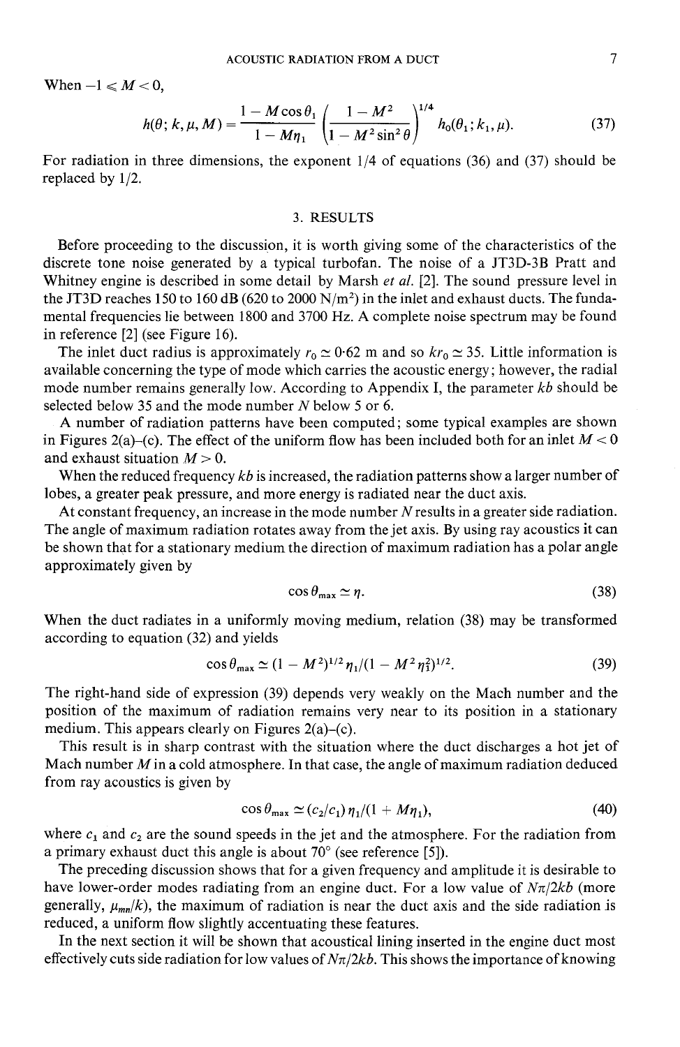When $-1 \leqslant M < 0$,

$$h(\theta; k, \mu, M) = \frac{1 - M\cos\theta_1}{1 - M\eta_1}\left(\frac{1 - M^2}{1 - M^2\sin^2\theta}\right)^{1/4} h_0(\theta_1; k_1, \mu). \tag{37}$$

For radiation in three dimensions, the exponent 1/4 of equations (36) and (37) should be replaced by 1/2.

## 3. RESULTS

Before proceeding to the discussion, it is worth giving some of the characteristics of the discrete tone noise generated by a typical turbofan. The noise of a JT3D-3B Pratt and Whitney engine is described in some detail by Marsh *et al.* [2]. The sound pressure level in the JT3D reaches 150 to 160 dB (620 to 2000 $N/m^2$) in the inlet and exhaust ducts. The fundamental frequencies lie between 1800 and 3700 Hz. A complete noise spectrum may be found in reference [2] (see Figure 16).

The inlet duct radius is approximately $r_0 \simeq 0{\cdot}62$ m and so $kr_0 \simeq 35$. Little information is available concerning the type of mode which carries the acoustic energy; however, the radial mode number remains generally low. According to Appendix I, the parameter $kb$ should be selected below 35 and the mode number $N$ below 5 or 6.

A number of radiation patterns have been computed; some typical examples are shown in Figures 2(a)–(c). The effect of the uniform flow has been included both for an inlet $M < 0$ and exhaust situation $M > 0$.

When the reduced frequency $kb$ is increased, the radiation patterns show a larger number of lobes, a greater peak pressure, and more energy is radiated near the duct axis.

At constant frequency, an increase in the mode number $N$ results in a greater side radiation. The angle of maximum radiation rotates away from the jet axis. By using ray acoustics it can be shown that for a stationary medium the direction of maximum radiation has a polar angle approximately given by

$$\cos\theta_{max} \simeq \eta. \tag{38}$$

When the duct radiates in a uniformly moving medium, relation (38) may be transformed according to equation (32) and yields

$$\cos\theta_{max} \simeq (1 - M^2)^{1/2}\eta_1/(1 - M^2\eta_1^2)^{1/2}. \tag{39}$$

The right-hand side of expression (39) depends very weakly on the Mach number and the position of the maximum of radiation remains very near to its position in a stationary medium. This appears clearly on Figures 2(a)–(c).

This result is in sharp contrast with the situation where the duct discharges a hot jet of Mach number $M$ in a cold atmosphere. In that case, the angle of maximum radiation deduced from ray acoustics is given by

$$\cos\theta_{max} \simeq (c_2/c_1)\,\eta_1/(1 + M\eta_1), \tag{40}$$

where $c_1$ and $c_2$ are the sound speeds in the jet and the atmosphere. For the radiation from a primary exhaust duct this angle is about 70° (see reference [5]).

The preceding discussion shows that for a given frequency and amplitude it is desirable to have lower-order modes radiating from an engine duct. For a low value of $N\pi/2kb$ (more generally, $\mu_{mn}/k$), the maximum of radiation is near the duct axis and the side radiation is reduced, a uniform flow slightly accentuating these features.

In the next section it will be shown that acoustical lining inserted in the engine duct most effectively cuts side radiation for low values of $N\pi/2kb$. This shows the importance of knowing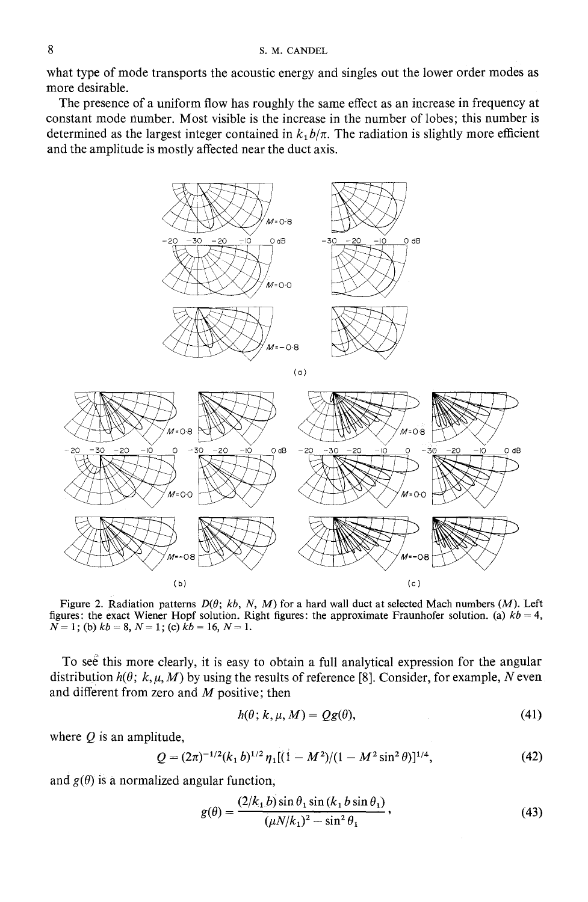what type of mode transports the acoustic energy and singles out the lower order modes as more desirable.

The presence of a uniform flow has roughly the same effect as an increase in frequency at constant mode number. Most visible is the increase in the number of lobes; this number is determined as the largest integer contained in $k_1 b/\pi$. The radiation is slightly more efficient and the amplitude is mostly affected near the duct axis.

Figure 2. Radiation patterns $D(\theta;\, kb,\, N,\, M)$ for a hard wall duct at selected Mach numbers ($M$). Left figures: the exact Wiener Hopf solution. Right figures: the approximate Fraunhofer solution. (a) $kb = 4$, $N = 1$; (b) $kb = 8$, $N = 1$; (c) $kb = 16$, $N = 1$.

To see this more clearly, it is easy to obtain a full analytical expression for the angular distribution $h(\theta;\, k, \mu, M)$ by using the results of reference [8]. Consider, for example, $N$ even and different from zero and $M$ positive; then

$$h(\theta;\, k, \mu, M) = Qg(\theta), \tag{41}$$

where $Q$ is an amplitude,

$$Q = (2\pi)^{-1/2}(k_1 b)^{1/2}\eta_1[(1 - M^2)/(1 - M^2 \sin^2\theta)]^{1/4}, \tag{42}$$

and $g(\theta)$ is a normalized angular function,

$$g(\theta) = \frac{(2/k_1 b)\sin\theta_1 \sin(k_1 b \sin\theta_1)}{(\mu N/k_1)^2 - \sin^2\theta_1}, \tag{43}$$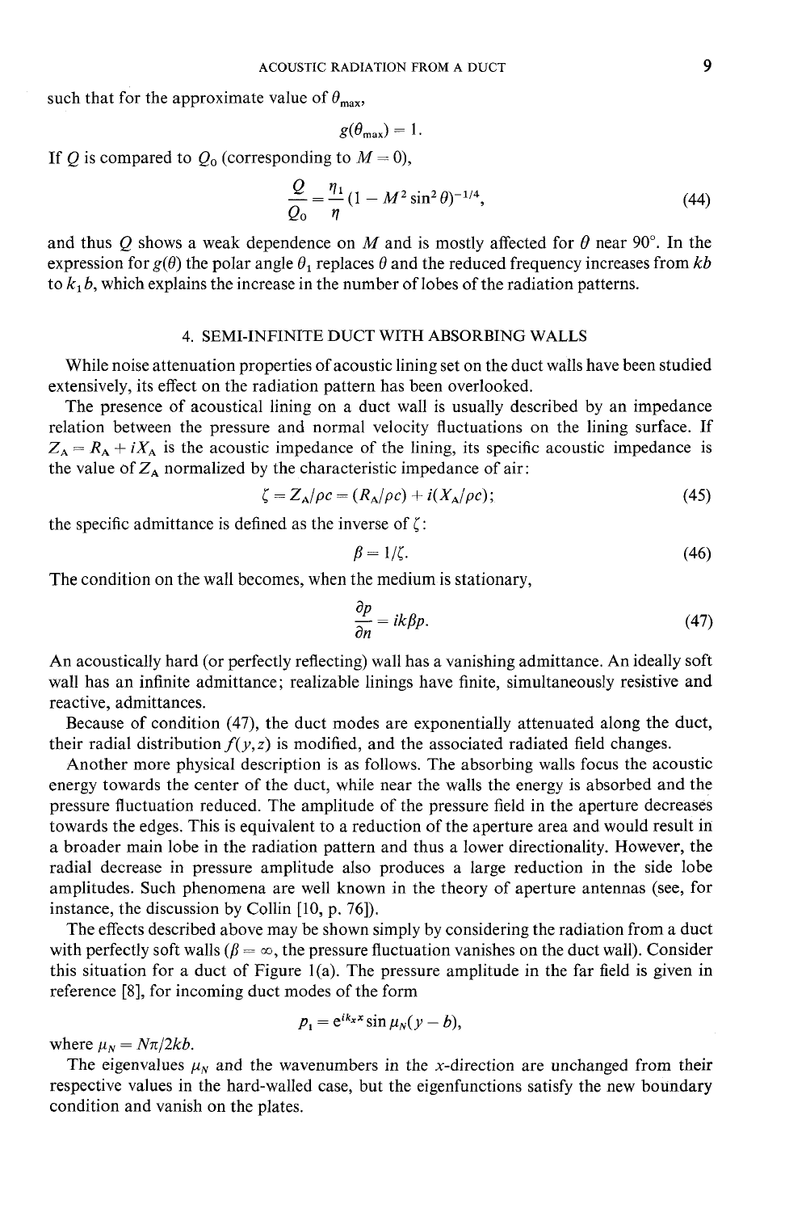such that for the approximate value of $\theta_{max}$,

$$g(\theta_{max}) = 1.$$

If $Q$ is compared to $Q_0$ (corresponding to $M = 0$),

$$\frac{Q}{Q_0} = \frac{\eta_1}{\eta}(1 - M^2 \sin^2 \theta)^{-1/4}, \tag{44}$$

and thus $Q$ shows a weak dependence on $M$ and is mostly affected for $\theta$ near 90°. In the expression for $g(\theta)$ the polar angle $\theta_1$ replaces $\theta$ and the reduced frequency increases from $kb$ to $k_1 b$, which explains the increase in the number of lobes of the radiation patterns.

## 4. SEMI-INFINITE DUCT WITH ABSORBING WALLS

While noise attenuation properties of acoustic lining set on the duct walls have been studied extensively, its effect on the radiation pattern has been overlooked.

The presence of acoustical lining on a duct wall is usually described by an impedance relation between the pressure and normal velocity fluctuations on the lining surface. If $Z_A = R_A + iX_A$ is the acoustic impedance of the lining, its specific acoustic impedance is the value of $Z_A$ normalized by the characteristic impedance of air:

$$\zeta = Z_A/\rho c = (R_A/\rho c) + i(X_A/\rho c); \tag{45}$$

the specific admittance is defined as the inverse of $\zeta$:

$$\beta = 1/\zeta. \tag{46}$$

The condition on the wall becomes, when the medium is stationary,

$$\frac{\partial p}{\partial n} = ik\beta p. \tag{47}$$

An acoustically hard (or perfectly reflecting) wall has a vanishing admittance. An ideally soft wall has an infinite admittance; realizable linings have finite, simultaneously resistive and reactive, admittances.

Because of condition (47), the duct modes are exponentially attenuated along the duct, their radial distribution $f(y, z)$ is modified, and the associated radiated field changes.

Another more physical description is as follows. The absorbing walls focus the acoustic energy towards the center of the duct, while near the walls the energy is absorbed and the pressure fluctuation reduced. The amplitude of the pressure field in the aperture decreases towards the edges. This is equivalent to a reduction of the aperture area and would result in a broader main lobe in the radiation pattern and thus a lower directionality. However, the radial decrease in pressure amplitude also produces a large reduction in the side lobe amplitudes. Such phenomena are well known in the theory of aperture antennas (see, for instance, the discussion by Collin [10, p. 76]).

The effects described above may be shown simply by considering the radiation from a duct with perfectly soft walls ($\beta = \infty$, the pressure fluctuation vanishes on the duct wall). Consider this situation for a duct of Figure 1(a). The pressure amplitude in the far field is given in reference [8], for incoming duct modes of the form

$$p_1 = e^{ik_x x} \sin \mu_N (y - b),$$

where $\mu_N = N\pi/2kb$.

The eigenvalues $\mu_N$ and the wavenumbers in the $x$-direction are unchanged from their respective values in the hard-walled case, but the eigenfunctions satisfy the new boundary condition and vanish on the plates.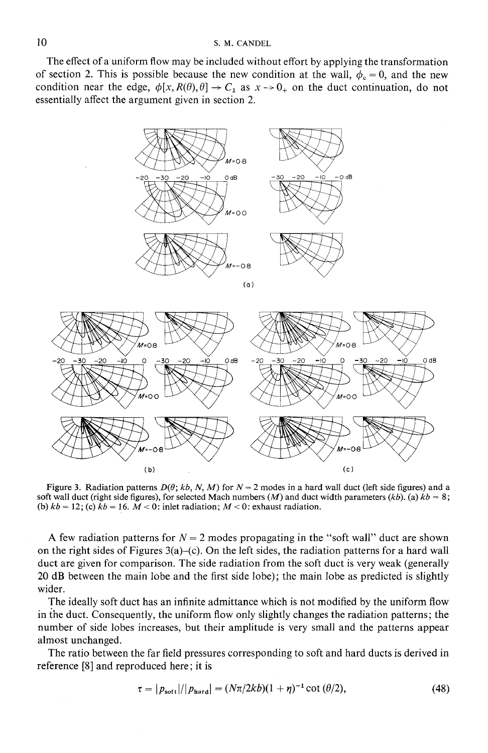The effect of a uniform flow may be included without effort by applying the transformation of section 2. This is possible because the new condition at the wall, $\phi_c = 0$, and the new condition near the edge, $\phi[x, R(\theta), \theta] \to C_1$ as $x \to 0_+$ on the duct continuation, do not essentially affect the argument given in section 2.

Figure 3. Radiation patterns $D(\theta; kb, N, M)$ for $N = 2$ modes in a hard wall duct (left side figures) and a soft wall duct (right side figures), for selected Mach numbers ($M$) and duct width parameters ($kb$). (a) $kb = 8$; (b) $kb = 12$; (c) $kb = 16$. $M < 0$: inlet radiation; $M < 0$: exhaust radiation.

A few radiation patterns for $N = 2$ modes propagating in the "soft wall" duct are shown on the right sides of Figures 3(a)–(c). On the left sides, the radiation patterns for a hard wall duct are given for comparison. The side radiation from the soft duct is very weak (generally 20 dB between the main lobe and the first side lobe); the main lobe as predicted is slightly wider.

The ideally soft duct has an infinite admittance which is not modified by the uniform flow in the duct. Consequently, the uniform flow only slightly changes the radiation patterns; the number of side lobes increases, but their amplitude is very small and the patterns appear almost unchanged.

The ratio between the far field pressures corresponding to soft and hard ducts is derived in reference [8] and reproduced here; it is

$$\tau = |p_{\text{soft}}|/|p_{\text{hard}}| = (N\pi/2kb)(1 + \eta)^{-1} \cot(\theta/2), \tag{48}$$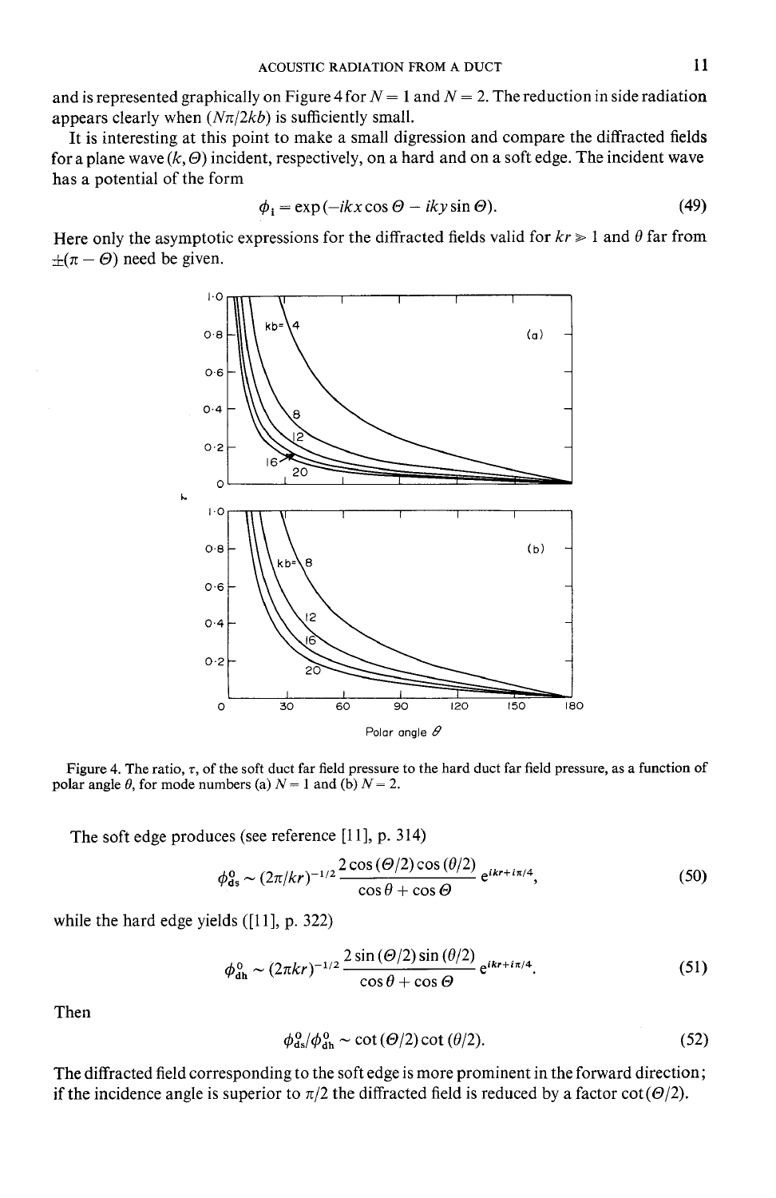and is represented graphically on Figure 4 for $N = 1$ and $N = 2$. The reduction in side radiation appears clearly when $(N\pi/2kb)$ is sufficiently small.

It is interesting at this point to make a small digression and compare the diffracted fields for a plane wave $(k, \Theta)$ incident, respectively, on a hard and on a soft edge. The incident wave has a potential of the form

$$\phi_i = \exp(-ikx\cos\Theta - iky\sin\Theta). \tag{49}$$

Here only the asymptotic expressions for the diffracted fields valid for $kr \gg 1$ and $\theta$ far from $\pm(\pi - \Theta)$ need be given.

Figure 4. The ratio, $\tau$, of the soft duct far field pressure to the hard duct far field pressure, as a function of polar angle $\theta$, for mode numbers (a) $N = 1$ and (b) $N = 2$.

The soft edge produces (see reference [11], p. 314)

$$\phi_{ds}^{0} \sim (2\pi/kr)^{-1/2}\frac{2\cos(\Theta/2)\cos(\theta/2)}{\cos\theta + \cos\Theta}\,e^{ikr+i\pi/4}, \tag{50}$$

while the hard edge yields ([11], p. 322)

$$\phi_{dh}^{0} \sim (2\pi kr)^{-1/2}\frac{2\sin(\Theta/2)\sin(\theta/2)}{\cos\theta + \cos\Theta}\,e^{ikr+i\pi/4}. \tag{51}$$

Then

$$\phi_{ds}^{0}/\phi_{dh}^{0} \sim \cot(\Theta/2)\cot(\theta/2). \tag{52}$$

The diffracted field corresponding to the soft edge is more prominent in the forward direction; if the incidence angle is superior to $\pi/2$ the diffracted field is reduced by a factor $\cot(\Theta/2)$.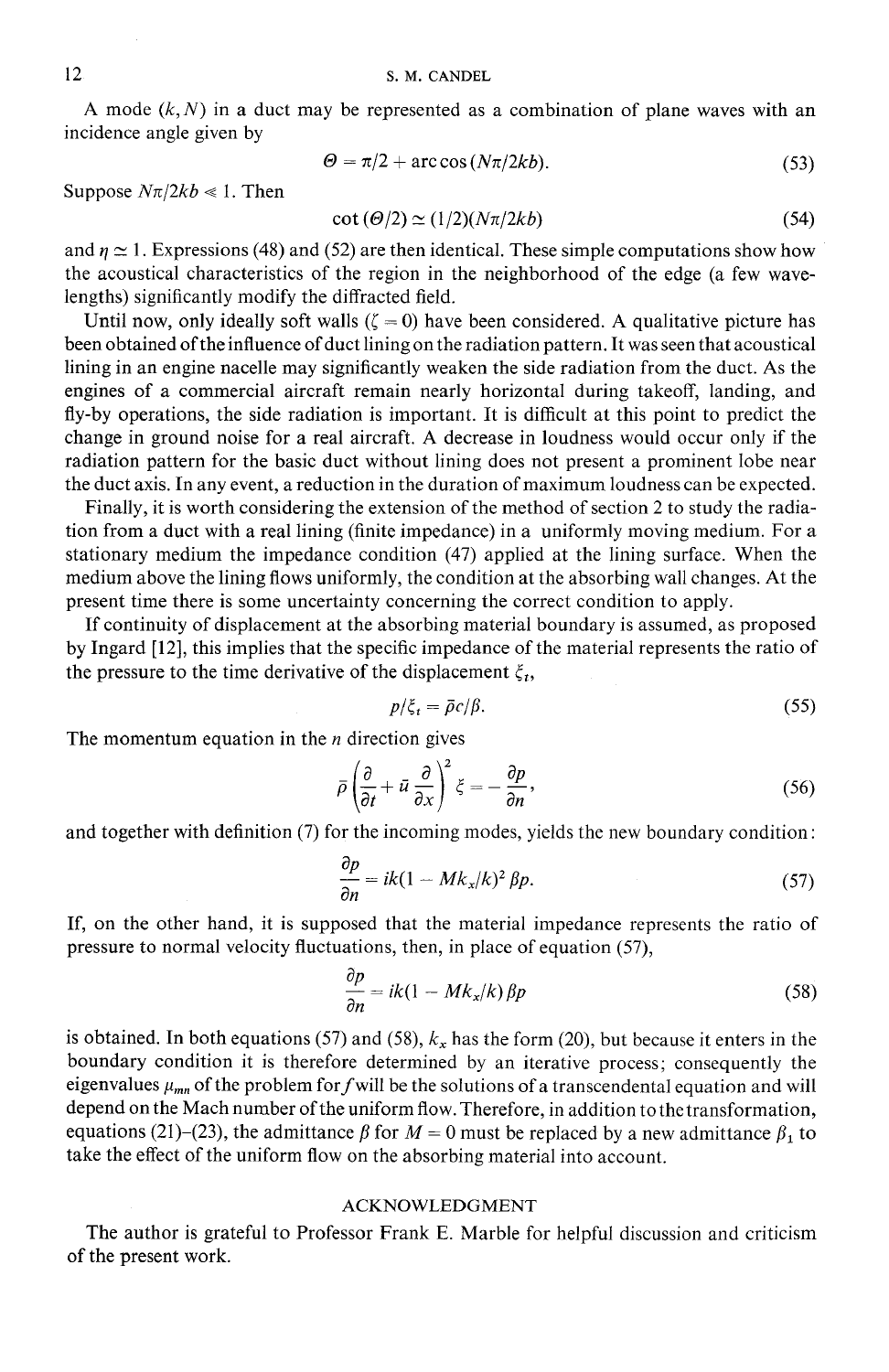A mode $(k, N)$ in a duct may be represented as a combination of plane waves with an incidence angle given by

$$\Theta = \pi/2 + \arccos(N\pi/2kb). \tag{53}$$

Suppose $N\pi/2kb \ll 1$. Then

$$\cot(\Theta/2) \simeq (1/2)(N\pi/2kb) \tag{54}$$

and $\eta \simeq 1$. Expressions (48) and (52) are then identical. These simple computations show how the acoustical characteristics of the region in the neighborhood of the edge (a few wavelengths) significantly modify the diffracted field.

Until now, only ideally soft walls ($\zeta = 0$) have been considered. A qualitative picture has been obtained of the influence of duct lining on the radiation pattern. It was seen that acoustical lining in an engine nacelle may significantly weaken the side radiation from the duct. As the engines of a commercial aircraft remain nearly horizontal during takeoff, landing, and fly-by operations, the side radiation is important. It is difficult at this point to predict the change in ground noise for a real aircraft. A decrease in loudness would occur only if the radiation pattern for the basic duct without lining does not present a prominent lobe near the duct axis. In any event, a reduction in the duration of maximum loudness can be expected.

Finally, it is worth considering the extension of the method of section 2 to study the radiation from a duct with a real lining (finite impedance) in a uniformly moving medium. For a stationary medium the impedance condition (47) applied at the lining surface. When the medium above the lining flows uniformly, the condition at the absorbing wall changes. At the present time there is some uncertainty concerning the correct condition to apply.

If continuity of displacement at the absorbing material boundary is assumed, as proposed by Ingard [12], this implies that the specific impedance of the material represents the ratio of the pressure to the time derivative of the displacement $\xi_t$,

$$p/\xi_t = \bar{\rho}c/\beta. \tag{55}$$

The momentum equation in the $n$ direction gives

$$\bar{\rho}\left(\frac{\partial}{\partial t} + \bar{u}\frac{\partial}{\partial x}\right)^2 \xi = -\frac{\partial p}{\partial n}, \tag{56}$$

and together with definition (7) for the incoming modes, yields the new boundary condition:

$$\frac{\partial p}{\partial n} = ik(1 - Mk_x/k)^2 \beta p. \tag{57}$$

If, on the other hand, it is supposed that the material impedance represents the ratio of pressure to normal velocity fluctuations, then, in place of equation (57),

$$\frac{\partial p}{\partial n} = ik(1 - Mk_x/k)\beta p \tag{58}$$

is obtained. In both equations (57) and (58), $k_x$ has the form (20), but because it enters in the boundary condition it is therefore determined by an iterative process; consequently the eigenvalues $\mu_{mn}$ of the problem for $f$ will be the solutions of a transcendental equation and will depend on the Mach number of the uniform flow. Therefore, in addition to the transformation, equations (21)–(23), the admittance $\beta$ for $M = 0$ must be replaced by a new admittance $\beta_1$ to take the effect of the uniform flow on the absorbing material into account.

## ACKNOWLEDGMENT

The author is grateful to Professor Frank E. Marble for helpful discussion and criticism of the present work.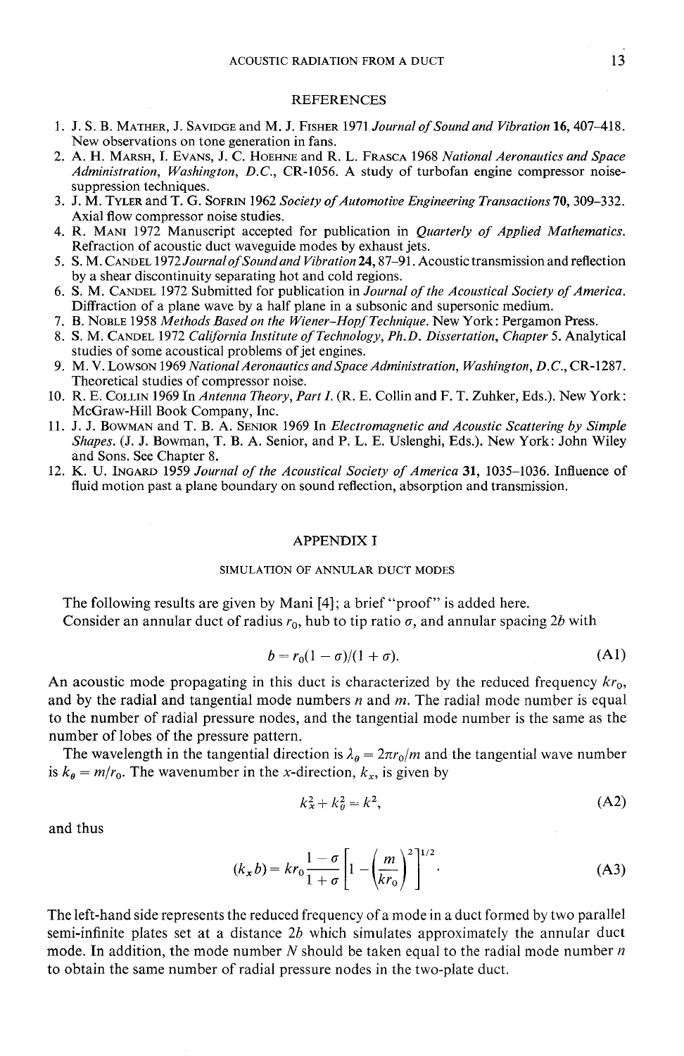## REFERENCES

1. J. S. B. Mather, J. Savidge and M. J. Fisher 1971 *Journal of Sound and Vibration* **16**, 407–418. New observations on tone generation in fans.
2. A. H. Marsh, I. Evans, J. C. Hoehne and R. L. Frasca 1968 *National Aeronautics and Space Administration, Washington, D.C.*, CR-1056. A study of turbofan engine compressor noise-suppression techniques.
3. J. M. Tyler and T. G. Sofrin 1962 *Society of Automotive Engineering Transactions* **70**, 309–332. Axial flow compressor noise studies.
4. R. Mani 1972 Manuscript accepted for publication in *Quarterly of Applied Mathematics*. Refraction of acoustic duct waveguide modes by exhaust jets.
5. S. M. Candel 1972 *Journal of Sound and Vibration* **24**, 87–91. Acoustic transmission and reflection by a shear discontinuity separating hot and cold regions.
6. S. M. Candel 1972 Submitted for publication in *Journal of the Acoustical Society of America*. Diffraction of a plane wave by a half plane in a subsonic and supersonic medium.
7. B. Noble 1958 *Methods Based on the Wiener–Hopf Technique*. New York: Pergamon Press.
8. S. M. Candel 1972 *California Institute of Technology, Ph.D. Dissertation, Chapter* 5. Analytical studies of some acoustical problems of jet engines.
9. M. V. Lowson 1969 *National Aeronautics and Space Administration, Washington, D.C.*, CR-1287. Theoretical studies of compressor noise.
10. R. E. Collin 1969 In *Antenna Theory, Part I*. (R. E. Collin and F. T. Zuhker, Eds.). New York: McGraw-Hill Book Company, Inc.
11. J. J. Bowman and T. B. A. Senior 1969 In *Electromagnetic and Acoustic Scattering by Simple Shapes*. (J. J. Bowman, T. B. A. Senior, and P. L. E. Uslenghi, Eds.). New York: John Wiley and Sons. See Chapter 8.
12. K. U. Ingard 1959 *Journal of the Acoustical Society of America* **31**, 1035–1036. Influence of fluid motion past a plane boundary on sound reflection, absorption and transmission.

## APPENDIX I

### SIMULATION OF ANNULAR DUCT MODES

The following results are given by Mani [4]; a brief "proof" is added here.

Consider an annular duct of radius $r_0$, hub to tip ratio $\sigma$, and annular spacing $2b$ with

$$b = r_0(1-\sigma)/(1+\sigma). \tag{A1}$$

An acoustic mode propagating in this duct is characterized by the reduced frequency $kr_0$, and by the radial and tangential mode numbers $n$ and $m$. The radial mode number is equal to the number of radial pressure nodes, and the tangential mode number is the same as the number of lobes of the pressure pattern.

The wavelength in the tangential direction is $\lambda_\theta = 2\pi r_0/m$ and the tangential wave number is $k_\theta = m/r_0$. The wavenumber in the $x$-direction, $k_x$, is given by

$$k_x^2 + k_\theta^2 = k^2, \tag{A2}$$

and thus

$$(k_x b) = kr_0 \frac{1-\sigma}{1+\sigma}\left[1 - \left(\frac{m}{kr_0}\right)^2\right]^{1/2}. \tag{A3}$$

The left-hand side represents the reduced frequency of a mode in a duct formed by two parallel semi-infinite plates set at a distance $2b$ which simulates approximately the annular duct mode. In addition, the mode number $N$ should be taken equal to the radial mode number $n$ to obtain the same number of radial pressure nodes in the two-plate duct.